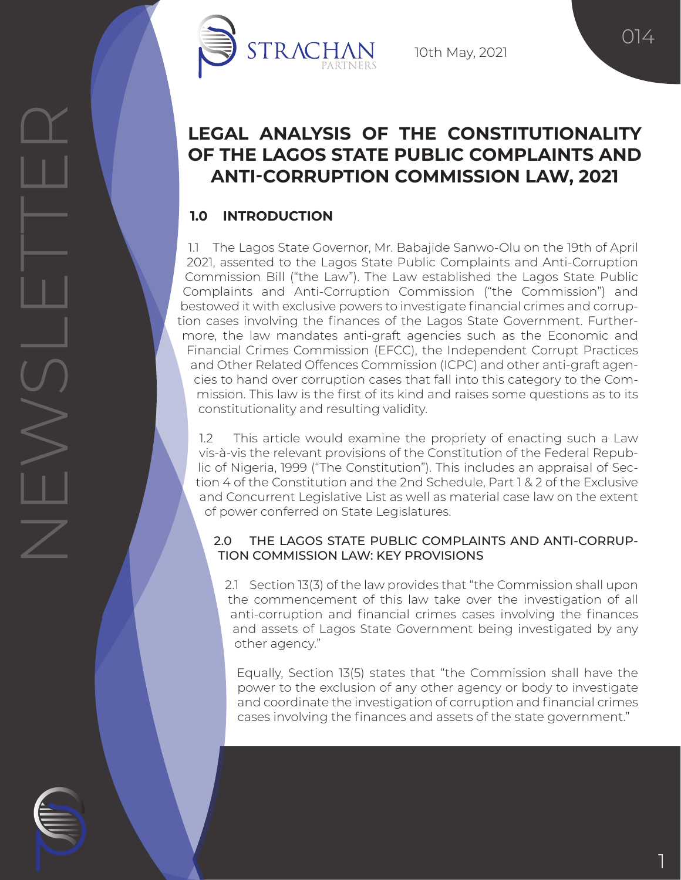# LEGAL ANALYSIS OF THE CONSTITUTIONALITY OF THE LAGOS STATE PUBLIC COMPLAINTS AND ANTI-CORRUPTION COMMISSION LAW, 2021

10th May, 2021

## 1.0 INTRODUCTION

1.1 The Lagos State Governor, Mr. Babajide Sanwo-Olu on the 19th of April 2021, assented to the Lagos State Public Complaints and Anti-Corruption Commission Bill ("the Law"). The Law established the Lagos State Public Complaints and Anti-Corruption Commission ("the Commission") and bestowed it with exclusive powers to investigate financial crimes and corruption cases involving the finances of the Lagos State Government. Furthermore, the law mandates anti-graft agencies such as the Economic and Financial Crimes Commission (EFCC), the Independent Corrupt Practices and Other Related Offences Commission (ICPC) and other anti-graft agencies to hand over corruption cases that fall into this category to the Commission. This law is the first of its kind and raises some questions as to its constitutionality and resulting validity.

1.2 This article would examine the propriety of enacting such a Law vis-à-vis the relevant provisions of the Constitution of the Federal Republic of Nigeria, 1999 ("The Constitution"). This includes an appraisal of Section 4 of the Constitution and the 2nd Schedule, Part 1 & 2 of the Exclusive and Concurrent Legislative List as well as material case law on the extent of power conferred on State Legislatures.

## 2.0 THE LAGOS STATE PUBLIC COMPLAINTS AND ANTI-CORRUPTION COMMISSION LAW: KEY PROVISIONS

2.1 Section 13(3) of the law provides that "the Commission shall upon the commencement of this law take over the investigation of all anti-corruption and financial crimes cases involving the finances and assets of Lagos State Government being investigated by any other agency."

Equally, Section 13(5) states that "the Commission shall have the power to the exclusion of any other agency or body to investigate and coordinate the investigation of corruption and financial crimes cases involving the finances and assets of the state government."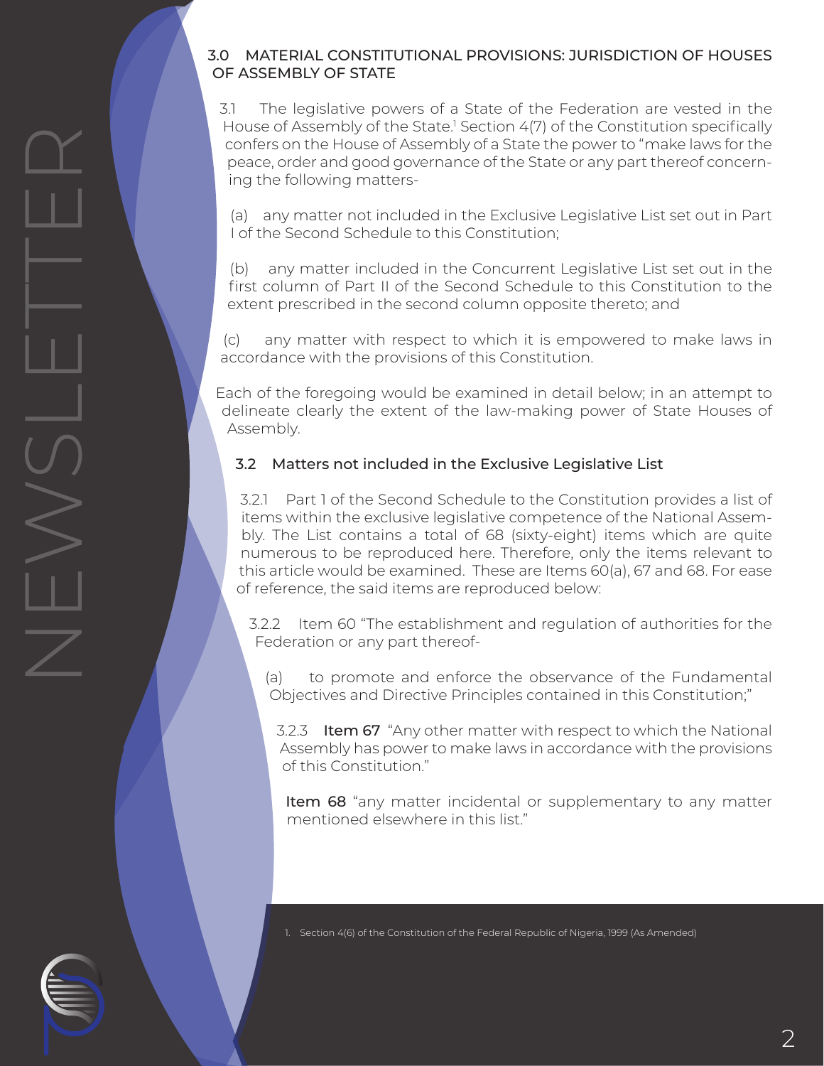## 3.0 MATERIAL CONSTITUTIONAL PROVISIONS: JURISDICTION OF HOUSES OF ASSEMBLY OF STATE

3.1 The legislative powers of a State of the Federation are vested in the House of Assembly of the State.[1] Section 4(7) of the Constitution specifically confers on the House of Assembly of a State the power to "make laws for the peace, order and good governance of the State or any part thereof concerning the following matters-

(a) any matter not included in the Exclusive Legislative List set out in Part I of the Second Schedule to this Constitution;

(b) any matter included in the Concurrent Legislative List set out in the first column of Part II of the Second Schedule to this Constitution to the extent prescribed in the second column opposite thereto; and

(c) any matter with respect to which it is empowered to make laws in accordance with the provisions of this Constitution.

Each of the foregoing would be examined in detail below; in an attempt to delineate clearly the extent of the law-making power of State Houses of Assembly.

### 3.2 Matters not included in the Exclusive Legislative List

3.2.1 Part 1 of the Second Schedule to the Constitution provides a list of items within the exclusive legislative competence of the National Assembly. The List contains a total of 68 (sixty-eight) items which are quite numerous to be reproduced here. Therefore, only the items relevant to this article would be examined. These are Items 60(a), 67 and 68. For ease of reference, the said items are reproduced below:

3.2.2 Item 60 "The establishment and regulation of authorities for the Federation or any part thereof-

(a) to promote and enforce the observance of the Fundamental Objectives and Directive Principles contained in this Constitution;"

3.2.3 **Item 67** "Any other matter with respect to which the National Assembly has power to make laws in accordance with the provisions of this Constitution."

**Item 68** "any matter incidental or supplementary to any matter mentioned elsewhere in this list."

1. Section 4(6) of the Constitution of the Federal Republic of Nigeria, 1999 (As Amended)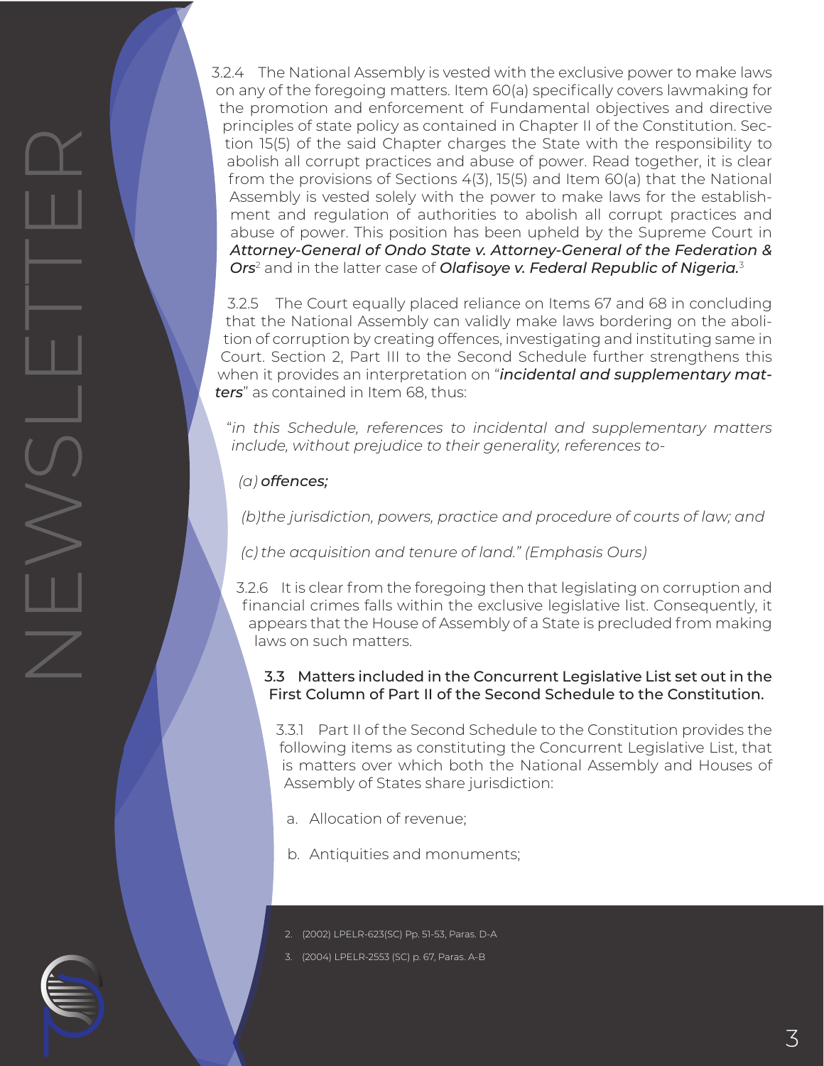3.2.4 The National Assembly is vested with the exclusive power to make laws on any of the foregoing matters. Item 60(a) specifically covers lawmaking for the promotion and enforcement of Fundamental objectives and directive principles of state policy as contained in Chapter II of the Constitution. Section 15(5) of the said Chapter charges the State with the responsibility to abolish all corrupt practices and abuse of power. Read together, it is clear from the provisions of Sections 4(3), 15(5) and Item 60(a) that the National Assembly is vested solely with the power to make laws for the establishment and regulation of authorities to abolish all corrupt practices and abuse of power. This position has been upheld by the Supreme Court in ***Attorney-General of Ondo State v. Attorney-General of the Federation & Ors***[2] and in the latter case of ***Olafisoye v. Federal Republic of Nigeria.***[3]

3.2.5 The Court equally placed reliance on Items 67 and 68 in concluding that the National Assembly can validly make laws bordering on the abolition of corruption by creating offences, investigating and instituting same in Court. Section 2, Part III to the Second Schedule further strengthens this when it provides an interpretation on "***incidental and supplementary matters***" as contained in Item 68, thus:

"*in this Schedule, references to incidental and supplementary matters include, without prejudice to their generality, references to-*

*(a)* ***offences;***

*(b)the jurisdiction, powers, practice and procedure of courts of law; and*

*(c) the acquisition and tenure of land." (Emphasis Ours)*

3.2.6 It is clear from the foregoing then that legislating on corruption and financial crimes falls within the exclusive legislative list. Consequently, it appears that the House of Assembly of a State is precluded from making laws on such matters.

### 3.3 Matters included in the Concurrent Legislative List set out in the First Column of Part II of the Second Schedule to the Constitution.

3.3.1 Part II of the Second Schedule to the Constitution provides the following items as constituting the Concurrent Legislative List, that is matters over which both the National Assembly and Houses of Assembly of States share jurisdiction:

a. Allocation of revenue;

b. Antiquities and monuments;

---

2. (2002) LPELR-623(SC) Pp. 51-53, Paras. D-A
3. (2004) LPELR-2553 (SC) p. 67, Paras. A-B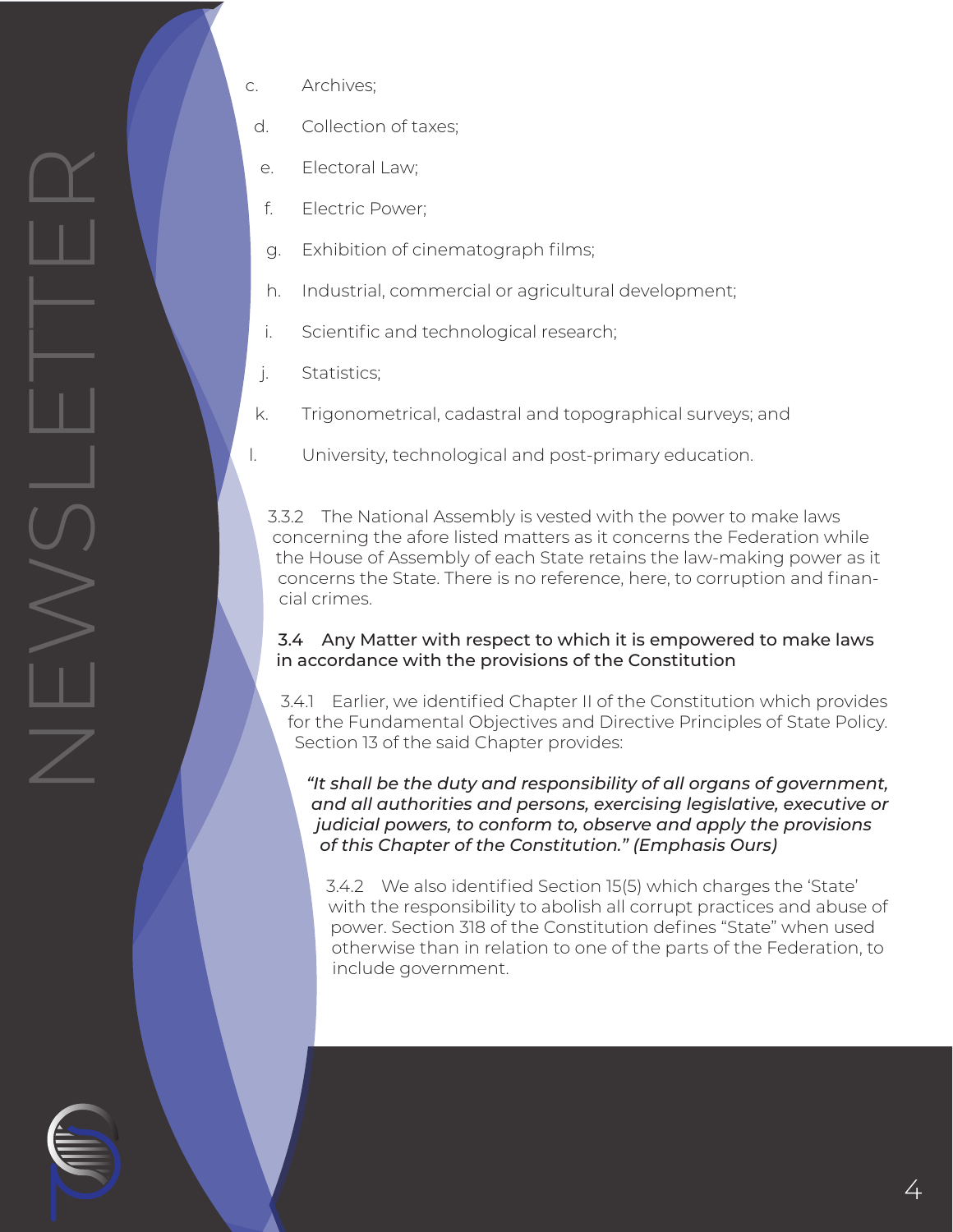c. Archives;

d. Collection of taxes;

e. Electoral Law;

f. Electric Power;

g. Exhibition of cinematograph films;

h. Industrial, commercial or agricultural development;

i. Scientific and technological research;

j. Statistics;

k. Trigonometrical, cadastral and topographical surveys; and

l. University, technological and post-primary education.

3.3.2 The National Assembly is vested with the power to make laws concerning the afore listed matters as it concerns the Federation while the House of Assembly of each State retains the law-making power as it concerns the State. There is no reference, here, to corruption and financial crimes.

**3.4 Any Matter with respect to which it is empowered to make laws in accordance with the provisions of the Constitution**

3.4.1 Earlier, we identified Chapter II of the Constitution which provides for the Fundamental Objectives and Directive Principles of State Policy. Section 13 of the said Chapter provides:

***"It shall be the duty and responsibility of all organs of government, and all authorities and persons, exercising legislative, executive or judicial powers, to conform to, observe and apply the provisions of this Chapter of the Constitution." (Emphasis Ours)***

3.4.2 We also identified Section 15(5) which charges the 'State' with the responsibility to abolish all corrupt practices and abuse of power. Section 318 of the Constitution defines "State" when used otherwise than in relation to one of the parts of the Federation, to include government.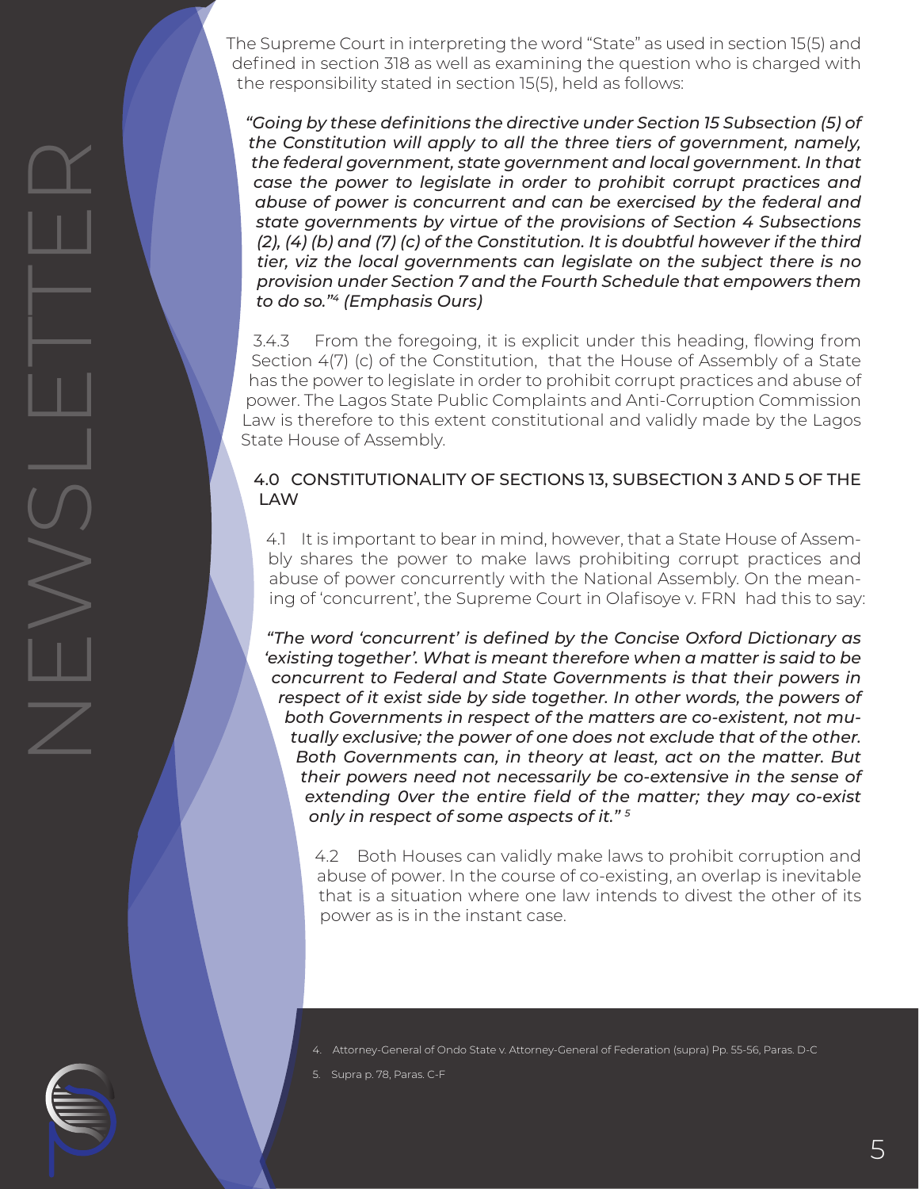The Supreme Court in interpreting the word "State" as used in section 15(5) and defined in section 318 as well as examining the question who is charged with the responsibility stated in section 15(5), held as follows:

> *"Going by these definitions the directive under Section 15 Subsection (5) of the Constitution will apply to all the three tiers of government, namely, the federal government, state government and local government. In that case the power to legislate in order to prohibit corrupt practices and abuse of power is concurrent and can be exercised by the federal and state governments by virtue of the provisions of Section 4 Subsections (2), (4) (b) and (7) (c) of the Constitution. It is doubtful however if the third tier, viz the local governments can legislate on the subject there is no provision under Section 7 and the Fourth Schedule that empowers them to do so."[4] (Emphasis Ours)*

3.4.3 From the foregoing, it is explicit under this heading, flowing from Section 4(7) (c) of the Constitution, that the House of Assembly of a State has the power to legislate in order to prohibit corrupt practices and abuse of power. The Lagos State Public Complaints and Anti-Corruption Commission Law is therefore to this extent constitutional and validly made by the Lagos State House of Assembly.

## 4.0 CONSTITUTIONALITY OF SECTIONS 13, SUBSECTION 3 AND 5 OF THE LAW

4.1 It is important to bear in mind, however, that a State House of Assembly shares the power to make laws prohibiting corrupt practices and abuse of power concurrently with the National Assembly. On the meaning of 'concurrent', the Supreme Court in Olafisoye v. FRN had this to say:

> *"The word 'concurrent' is defined by the Concise Oxford Dictionary as 'existing together'. What is meant therefore when a matter is said to be concurrent to Federal and State Governments is that their powers in respect of it exist side by side together. In other words, the powers of both Governments in respect of the matters are co-existent, not mutually exclusive; the power of one does not exclude that of the other. Both Governments can, in theory at least, act on the matter. But their powers need not necessarily be co-extensive in the sense of extending 0ver the entire field of the matter; they may co-exist only in respect of some aspects of it."[5]*

4.2 Both Houses can validly make laws to prohibit corruption and abuse of power. In the course of co-existing, an overlap is inevitable that is a situation where one law intends to divest the other of its power as is in the instant case.

---

4. Attorney-General of Ondo State v. Attorney-General of Federation (supra) Pp. 55-56, Paras. D-C

5. Supra p. 78, Paras. C-F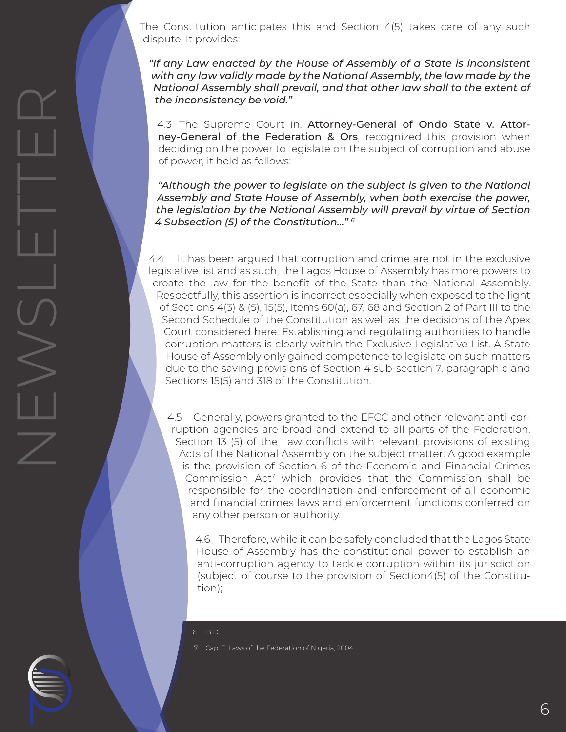The Constitution anticipates this and Section 4(5) takes care of any such dispute. It provides:

*"If any Law enacted by the House of Assembly of a State is inconsistent with any law validly made by the National Assembly, the law made by the National Assembly shall prevail, and that other law shall to the extent of the inconsistency be void."*

4.3 The Supreme Court in, **Attorney-General of Ondo State v. Attorney-General of the Federation & Ors**, recognized this provision when deciding on the power to legislate on the subject of corruption and abuse of power, it held as follows:

*"Although the power to legislate on the subject is given to the National Assembly and State House of Assembly, when both exercise the power, the legislation by the National Assembly will prevail by virtue of Section 4 Subsection (5) of the Constitution…"* [6]

4.4 It has been argued that corruption and crime are not in the exclusive legislative list and as such, the Lagos House of Assembly has more powers to create the law for the benefit of the State than the National Assembly. Respectfully, this assertion is incorrect especially when exposed to the light of Sections 4(3) & (5), 15(5), Items 60(a), 67, 68 and Section 2 of Part III to the Second Schedule of the Constitution as well as the decisions of the Apex Court considered here. Establishing and regulating authorities to handle corruption matters is clearly within the Exclusive Legislative List. A State House of Assembly only gained competence to legislate on such matters due to the saving provisions of Section 4 sub-section 7, paragraph c and Sections 15(5) and 318 of the Constitution.

4.5 Generally, powers granted to the EFCC and other relevant anti-corruption agencies are broad and extend to all parts of the Federation. Section 13 (5) of the Law conflicts with relevant provisions of existing Acts of the National Assembly on the subject matter. A good example is the provision of Section 6 of the Economic and Financial Crimes Commission Act[7] which provides that the Commission shall be responsible for the coordination and enforcement of all economic and financial crimes laws and enforcement functions conferred on any other person or authority.

4.6 Therefore, while it can be safely concluded that the Lagos State House of Assembly has the constitutional power to establish an anti-corruption agency to tackle corruption within its jurisdiction (subject of course to the provision of Section4(5) of the Constitution);

6. IBID
7. Cap. E, Laws of the Federation of Nigeria, 2004.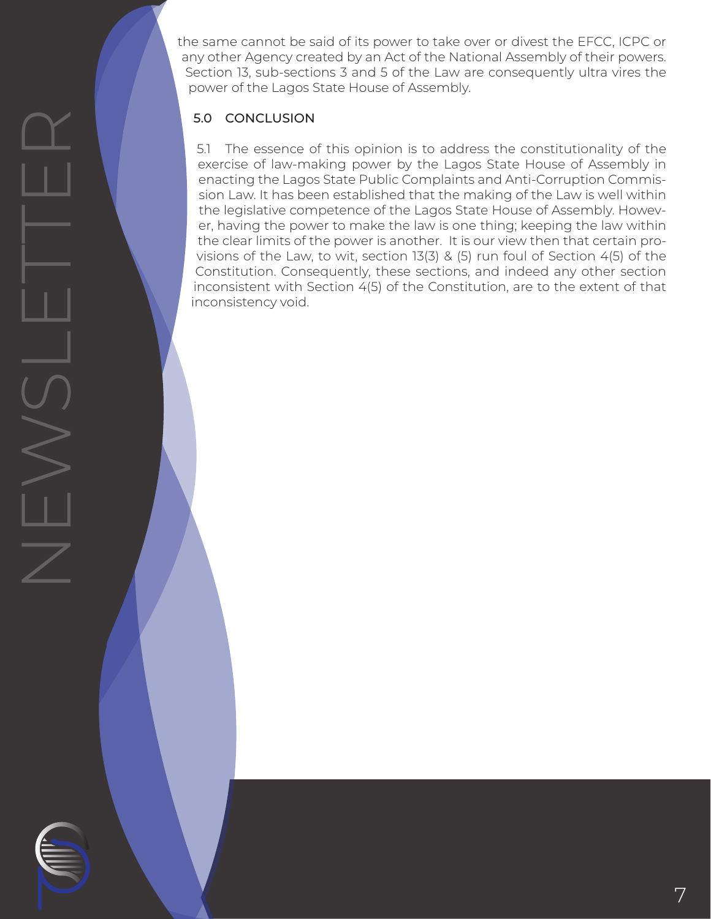the same cannot be said of its power to take over or divest the EFCC, ICPC or any other Agency created by an Act of the National Assembly of their powers. Section 13, sub-sections 3 and 5 of the Law are consequently ultra vires the power of the Lagos State House of Assembly.

## 5.0 CONCLUSION

5.1 The essence of this opinion is to address the constitutionality of the exercise of law-making power by the Lagos State House of Assembly in enacting the Lagos State Public Complaints and Anti-Corruption Commission Law. It has been established that the making of the Law is well within the legislative competence of the Lagos State House of Assembly. However, having the power to make the law is one thing; keeping the law within the clear limits of the power is another. It is our view then that certain provisions of the Law, to wit, section 13(3) & (5) run foul of Section 4(5) of the Constitution. Consequently, these sections, and indeed any other section inconsistent with Section 4(5) of the Constitution, are to the extent of that inconsistency void.